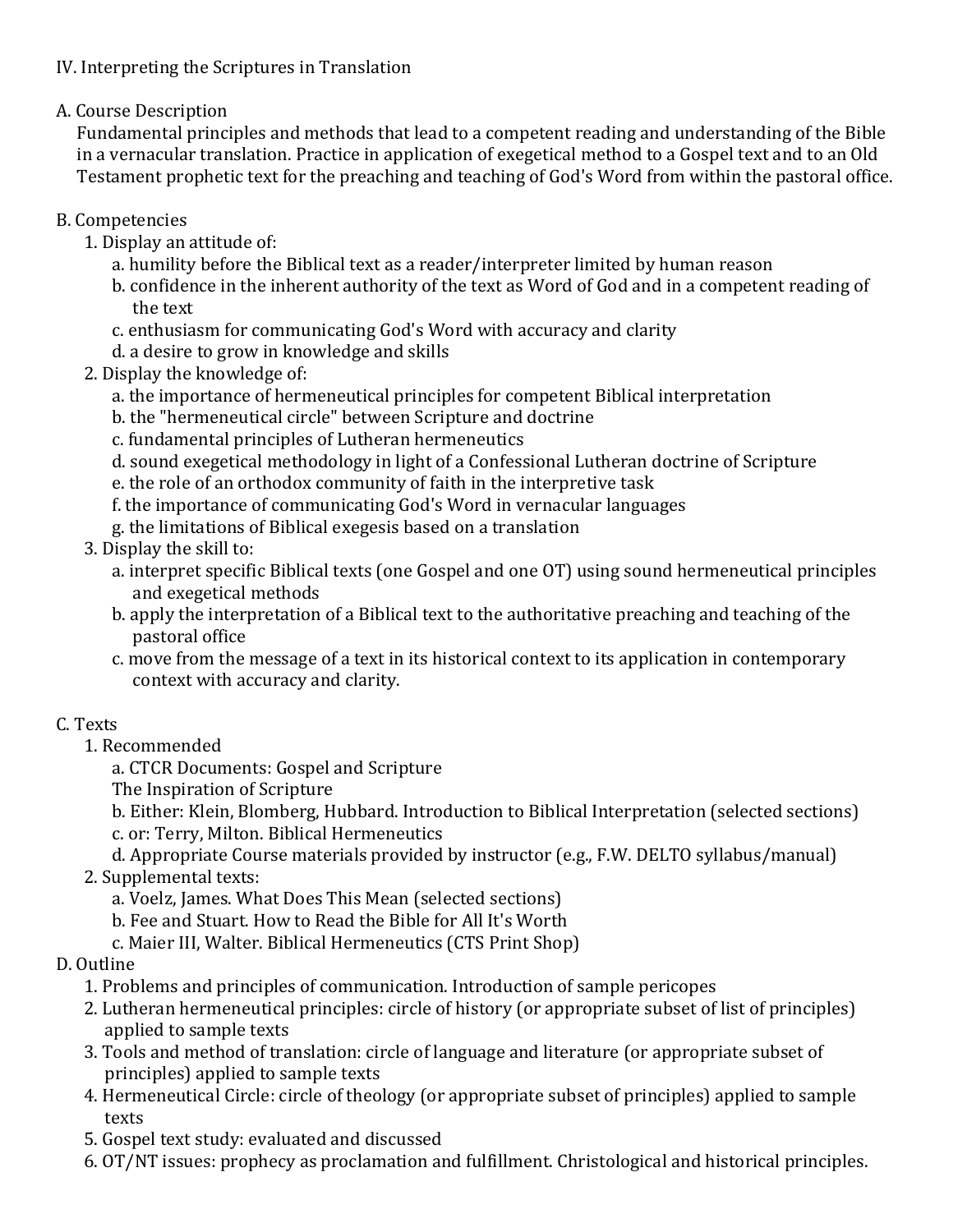## IV. Interpreting the Scriptures in Translation

### A. Course Description

Fundamental principles and methods that lead to a competent reading and understanding of the Bible in a vernacular translation. Practice in application of exegetical method to a Gospel text and to an Old Testament prophetic text for the preaching and teaching of God's Word from within the pastoral office.

### B. Competencies

1. Display an attitude of:
   a. humility before the Biblical text as a reader/interpreter limited by human reason
   b. confidence in the inherent authority of the text as Word of God and in a competent reading of the text
   c. enthusiasm for communicating God's Word with accuracy and clarity
   d. a desire to grow in knowledge and skills
2. Display the knowledge of:
   a. the importance of hermeneutical principles for competent Biblical interpretation
   b. the "hermeneutical circle" between Scripture and doctrine
   c. fundamental principles of Lutheran hermeneutics
   d. sound exegetical methodology in light of a Confessional Lutheran doctrine of Scripture
   e. the role of an orthodox community of faith in the interpretive task
   f. the importance of communicating God's Word in vernacular languages
   g. the limitations of Biblical exegesis based on a translation
3. Display the skill to:
   a. interpret specific Biblical texts (one Gospel and one OT) using sound hermeneutical principles and exegetical methods
   b. apply the interpretation of a Biblical text to the authoritative preaching and teaching of the pastoral office
   c. move from the message of a text in its historical context to its application in contemporary context with accuracy and clarity.

### C. Texts

1. Recommended
   a. CTCR Documents: Gospel and Scripture
   The Inspiration of Scripture
   b. Either: Klein, Blomberg, Hubbard. Introduction to Biblical Interpretation (selected sections)
   c. or: Terry, Milton. Biblical Hermeneutics
   d. Appropriate Course materials provided by instructor (e.g., F.W. DELTO syllabus/manual)
2. Supplemental texts:
   a. Voelz, James. What Does This Mean (selected sections)
   b. Fee and Stuart. How to Read the Bible for All It's Worth
   c. Maier III, Walter. Biblical Hermeneutics (CTS Print Shop)

### D. Outline

1. Problems and principles of communication. Introduction of sample pericopes
2. Lutheran hermeneutical principles: circle of history (or appropriate subset of list of principles) applied to sample texts
3. Tools and method of translation: circle of language and literature (or appropriate subset of principles) applied to sample texts
4. Hermeneutical Circle: circle of theology (or appropriate subset of principles) applied to sample texts
5. Gospel text study: evaluated and discussed
6. OT/NT issues: prophecy as proclamation and fulfillment. Christological and historical principles.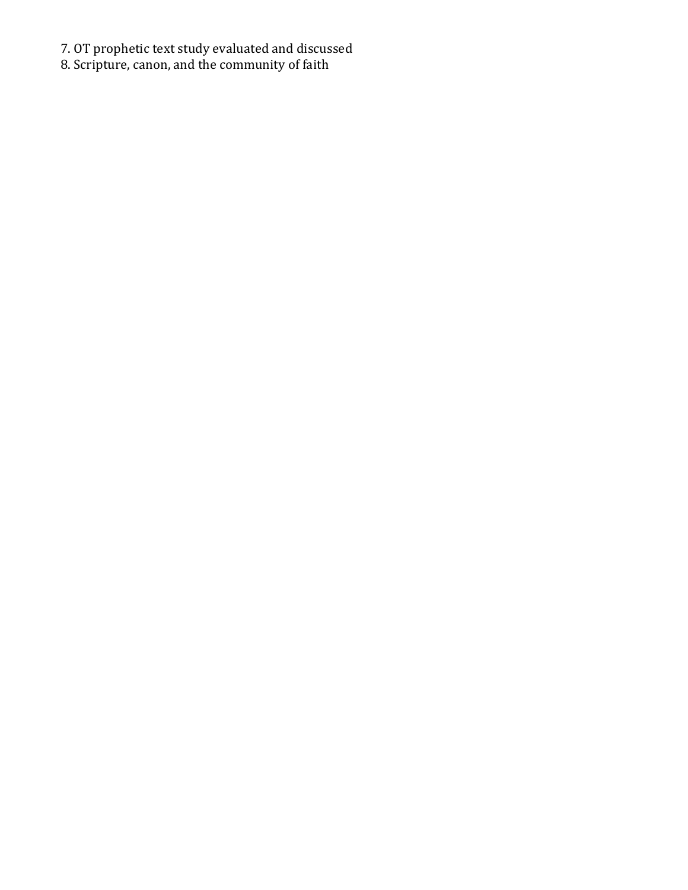7. OT prophetic text study evaluated and discussed
8. Scripture, canon, and the community of faith